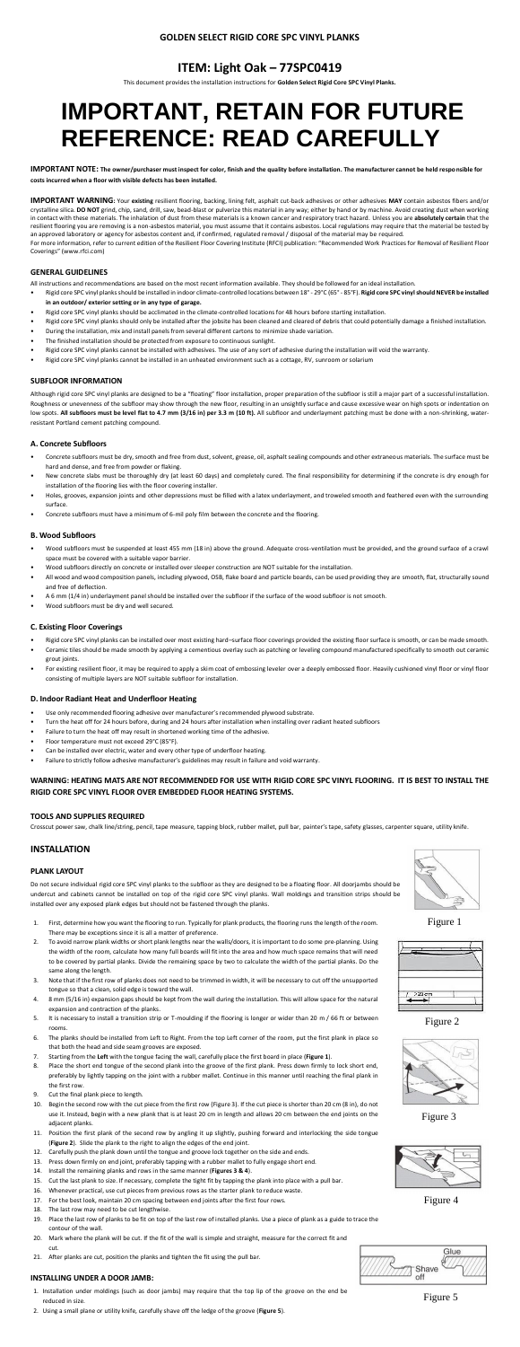# GOLDEN SELECT RIGID CORE SPC VINYL PLANKS

## ITEM: Light Oak – 77SPC0419

This document provides the installation instructions for **Golden Select Rigid Core SPC Vinyl Planks.**

# IMPORTANT, RETAIN FOR FUTURE REFERENCE: READ CAREFULLY

**IMPORTANT NOTE: The owner/purchaser must inspect for color, finish and the quality before installation. The manufacturer cannot be held responsible for costs incurred when a floor with visible defects has been installed.**

**IMPORTANT WARNING:** Your **existing** resilient flooring, backing, lining felt, asphalt cut-back adhesives or other adhesives **MAY** contain asbestos fibers and/or crystalline silica. **DO NOT** grind, chip, sand, drill, saw, bead-blast or pulverize this material in any way; either by hand or by machine. Avoid creating dust when working in contact with these materials. The inhalation of dust from these materials is a known cancer and respiratory tract hazard. Unless you are **absolutely certain** that the resilient flooring you are removing is a non-asbestos material, you must assume that it contains asbestos. Local regulations may require that the material be tested by an approved laboratory or agency for asbestos content and, if confirmed, regulated removal / disposal of the material may be required.
For more information, refer to current edition of the Resilient Floor Covering Institute (RFCI) publication: "Recommended Work Practices for Removal of Resilient Floor Coverings" (www.rfci.com)

### GENERAL GUIDELINES

All instructions and recommendations are based on the most recent information available. They should be followed for an ideal installation.

- Rigid core SPC vinyl planks should be installed in indoor climate-controlled locations between 18° - 29°C (65° - 85°F). **Rigid core SPC vinyl should NEVER be installed in an outdoor/ exterior setting or in any type of garage.**
- Rigid core SPC vinyl planks should be acclimated in the climate-controlled locations for 48 hours before starting installation.
- Rigid core SPC vinyl planks should only be installed after the jobsite has been cleaned and cleared of debris that could potentially damage a finished installation.
- During the installation, mix and install panels from several different cartons to minimize shade variation.
- The finished installation should be protected from exposure to continuous sunlight.
- Rigid core SPC vinyl planks cannot be installed with adhesives. The use of any sort of adhesive during the installation will void the warranty.
- Rigid core SPC vinyl planks cannot be installed in an unheated environment such as a cottage, RV, sunroom or solarium

### SUBFLOOR INFORMATION

Although rigid core SPC vinyl planks are designed to be a "floating" floor installation, proper preparation of the subfloor is still a major part of a successful installation. Roughness or unevenness of the subfloor may show through the new floor, resulting in an unsightly surface and cause excessive wear on high spots or indentation on low spots. **All subfloors must be level flat to 4.7 mm (3/16 in) per 3.3 m (10 ft).** All subfloor and underlayment patching must be done with a non-shrinking, water-resistant Portland cement patching compound.

#### A. Concrete Subfloors

- Concrete subfloors must be dry, smooth and free from dust, solvent, grease, oil, asphalt sealing compounds and other extraneous materials. The surface must be hard and dense, and free from powder or flaking.
- New concrete slabs must be thoroughly dry (at least 60 days) and completely cured. The final responsibility for determining if the concrete is dry enough for installation of the flooring lies with the floor covering installer.
- Holes, grooves, expansion joints and other depressions must be filled with a latex underlayment, and troweled smooth and feathered even with the surrounding surface.
- Concrete subfloors must have a minimum of 6-mil poly film between the concrete and the flooring.

#### B. Wood Subfloors

- Wood subfloors must be suspended at least 455 mm (18 in) above the ground. Adequate cross-ventilation must be provided, and the ground surface of a crawl space must be covered with a suitable vapor barrier.
- Wood subfloors directly on concrete or installed over sleeper construction are NOT suitable for the installation.
- All wood and wood composition panels, including plywood, OSB, flake board and particle boards, can be used providing they are smooth, flat, structurally sound and free of deflection.
- A 6 mm (1/4 in) underlayment panel should be installed over the subfloor if the surface of the wood subfloor is not smooth.
- Wood subfloors must be dry and well secured.

#### C. Existing Floor Coverings

- Rigid core SPC vinyl planks can be installed over most existing hard–surface floor coverings provided the existing floor surface is smooth, or can be made smooth.
- Ceramic tiles should be made smooth by applying a cementious overlay such as patching or leveling compound manufactured specifically to smooth out ceramic grout joints.
- For existing resilient floor, it may be required to apply a skim coat of embossing leveler over a deeply embossed floor. Heavily cushioned vinyl floor or vinyl floor consisting of multiple layers are NOT suitable subfloor for installation.

#### D. Indoor Radiant Heat and Underfloor Heating

- Use only recommended flooring adhesive over manufacturer's recommended plywood substrate.
- Turn the heat off for 24 hours before, during and 24 hours after installation when installing over radiant heated subfloors
- Failure to turn the heat off may result in shortened working time of the adhesive.
- Floor temperature must not exceed 29°C (85°F).
- Can be installed over electric, water and every other type of underfloor heating.
- Failure to strictly follow adhesive manufacturer's guidelines may result in failure and void warranty.

**WARNING: HEATING MATS ARE NOT RECOMMENDED FOR USE WITH RIGID CORE SPC VINYL FLOORING. IT IS BEST TO INSTALL THE RIGID CORE SPC VINYL FLOOR OVER EMBEDDED FLOOR HEATING SYSTEMS.**

### TOOLS AND SUPPLIES REQUIRED

Crosscut power saw, chalk line/string, pencil, tape measure, tapping block, rubber mallet, pull bar, painter's tape, safety glasses, carpenter square, utility knife.

## INSTALLATION

### PLANK LAYOUT

Do not secure individual rigid core SPC vinyl planks to the subfloor as they are designed to be a floating floor. All doorjambs should be undercut and cabinets cannot be installed on top of the rigid core SPC vinyl planks. Wall moldings and transition strips should be installed over any exposed plank edges but should not be fastened through the planks.

1. First, determine how you want the flooring to run. Typically for plank products, the flooring runs the length of the room. There may be exceptions since it is all a matter of preference.
2. To avoid narrow plank widths or short plank lengths near the walls/doors, it is important to do some pre-planning. Using the width of the room, calculate how many full boards will fit into the area and how much space remains that will need to be covered by partial planks. Divide the remaining space by two to calculate the width of the partial planks. Do the same along the length.
3. Note that if the first row of planks does not need to be trimmed in width, it will be necessary to cut off the unsupported tongue so that a clean, solid edge is toward the wall.
4. 8 mm (5/16 in) expansion gaps should be kept from the wall during the installation. This will allow space for the natural expansion and contraction of the planks.
5. It is necessary to install a transition strip or T-moulding if the flooring is longer or wider than 20 m / 66 ft or between rooms.
6. The planks should be installed from Left to Right. From the top Left corner of the room, put the first plank in place so that both the head and side seam grooves are exposed.
7. Starting from the **Left** with the tongue facing the wall, carefully place the first board in place (**Figure 1**).
8. Place the short end tongue of the second plank into the groove of the first plank. Press down firmly to lock short end, preferably by lightly tapping on the joint with a rubber mallet. Continue in this manner until reaching the final plank in the first row.
9. Cut the final plank piece to length.
10. Begin the second row with the cut piece from the first row (Figure 3). If the cut piece is shorter than 20 cm (8 in), do not use it. Instead, begin with a new plank that is at least 20 cm in length and allows 20 cm between the end joints on the adjacent planks.
11. Position the first plank of the second row by angling it up slightly, pushing forward and interlocking the side tongue (**Figure 2**). Slide the plank to the right to align the edges of the end joint.
12. Carefully push the plank down until the tongue and groove lock together on the side and ends.
13. Press down firmly on end joint, preferably tapping with a rubber mallet to fully engage short end.
14. Install the remaining planks and rows in the same manner (**Figures 3 & 4**).
15. Cut the last plank to size. If necessary, complete the tight fit by tapping the plank into place with a pull bar.
16. Whenever practical, use cut pieces from previous rows as the starter plank to reduce waste.
17. For the best look, maintain 20 cm spacing between end joints after the first four rows.
18. The last row may need to be cut lengthwise.
19. Place the last row of planks to be fit on top of the last row of installed planks. Use a piece of plank as a guide to trace the contour of the wall.
20. Mark where the plank will be cut. If the fit of the wall is simple and straight, measure for the correct fit and cut.
21. After planks are cut, position the planks and tighten the fit using the pull bar.

Figure 1

Figure 2

Figure 3

Figure 4

### INSTALLING UNDER A DOOR JAMB:

1. Installation under moldings (such as door jambs) may require that the top lip of the groove on the end be reduced in size.
2. Using a small plane or utility knife, carefully shave off the ledge of the groove (**Figure 5**).

Figure 5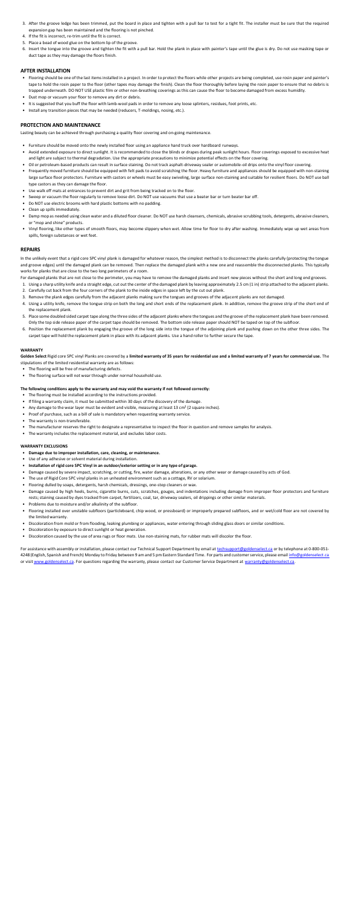3. After the groove ledge has been trimmed, put the board in place and tighten with a pull bar to test for a tight fit. The installer must be sure that the required expansion gap has been maintained and the flooring is not pinched.
4. If the fit is incorrect, re-trim until the fit is correct.
5. Place a bead of wood glue on the bottom lip of the groove.
6. Insert the tongue into the groove and tighten the fit with a pull bar. Hold the plank in place with painter's tape until the glue is dry. Do not use masking tape or duct tape as they may damage the floors finish.

## AFTER INSTALLATION

- Flooring should be one of the last items installed in a project. In order to protect the floors while other projects are being completed, use rosin paper and painter's tape to hold the rosin paper to the floor (other tapes may damage the finish). Clean the floor thoroughly before laying the rosin paper to ensure that no debris is trapped underneath. DO NOT USE plastic film or other non-breathing coverings as this can cause the floor to become damaged from excess humidity.
- Dust mop or vacuum your floor to remove any dirt or debris.
- It is suggested that you buff the floor with lamb-wool pads in order to remove any loose splinters, residues, foot prints, etc.
- Install any transition pieces that may be needed (reducers, T-moldings, nosing, etc.).

## PROTECTION AND MAINTENANCE

Lasting beauty can be achieved through purchasing a quality floor covering and on-going maintenance.

- Furniture should be moved onto the newly installed floor using an appliance hand truck over hardboard runways.
- Avoid extended exposure to direct sunlight. It is recommended to close the blinds or drapes during peak sunlight hours. Floor coverings exposed to excessive heat and light are subject to thermal degradation. Use the appropriate precautions to minimize potential effects on the floor covering.
- Oil or petroleum-based products can result in surface staining. Do not track asphalt-driveway sealer or automobile-oil drips onto the vinyl floor covering.
- Frequently moved furniture should be equipped with felt pads to avoid scratching the floor. Heavy furniture and appliances should be equipped with non-staining large surface floor protectors. Furniture with castors or wheels must be easy swiveling, large surface non-staining and suitable for resilient floors. Do NOT use ball type castors as they can damage the floor.
- Use walk off mats at entrances to prevent dirt and grit from being tracked on to the floor.
- Sweep or vacuum the floor regularly to remove loose dirt. Do NOT use vacuums that use a beater bar or turn beater bar off.
- Do NOT use electric brooms with hard plastic bottoms with no padding.
- Clean up spills immediately.
- Damp mop as needed using clean water and a diluted floor cleaner. Do NOT use harsh cleansers, chemicals, abrasive scrubbing tools, detergents, abrasive cleaners, or "mop and shine" products.
- Vinyl flooring, like other types of smooth floors, may become slippery when wet. Allow time for floor to dry after washing. Immediately wipe up wet areas from spills, foreign substances or wet feet.

## REPAIRS

In the unlikely event that a rigid core SPC vinyl plank is damaged for whatever reason, the simplest method is to disconnect the planks carefully (protecting the tongue and groove edges) until the damaged plank can be removed. Then replace the damaged plank with a new one and reassemble the disconnected planks. This typically works for planks that are close to the two long perimeters of a room.

For damaged planks that are not close to the perimeter, you may have to remove the damaged planks and insert new pieces without the short and long end grooves.

1. Using a sharp utility knife and a straight edge, cut out the center of the damaged plank by leaving approximately 2.5 cm (1 in) strip attached to the adjacent planks.
2. Carefully cut back from the four corners of the plank to the inside edges in space left by the cut out plank.
3. Remove the plank edges carefully from the adjacent planks making sure the tongues and grooves of the adjacent planks are not damaged.
4. Using a utility knife, remove the tongue strip on both the long and short ends of the replacement plank. In addition, remove the groove strip of the short end of the replacement plank.
5. Place some doubled sided carpet tape along the three sides of the adjacent planks where the tongues and the groove of the replacement plank have been removed. Only the top side release paper of the carpet tape should be removed. The bottom side release paper should NOT be taped on top of the subfloor.
6. Position the replacement plank by engaging the groove of the long side into the tongue of the adjoining plank and pushing down on the other three sides. The carpet tape will hold the replacement plank in place with its adjacent planks. Use a hand roller to further secure the tape.

#### WARRANTY

**Golden Select** Rigid core SPC vinyl Planks are covered by a **limited warranty of 35 years for residential use and a limited warranty of 7 years for commercial use.** The stipulations of the limited residential warranty are as follows:

- The flooring will be free of manufacturing defects.
- The flooring surface will not wear through under normal household use.

**The following conditions apply to the warranty and may void the warranty if not followed correctly:**

- The flooring must be installed according to the instructions provided.
- If filing a warranty claim, it must be submitted within 30 days of the discovery of the damage.
- Any damage to the wear layer must be evident and visible, measuring at least 13 $cm^2$ (2 square inches).
- Proof of purchase, such as a bill of sale is mandatory when requesting warranty service.
- The warranty is non-transferable.
- The manufacturer reserves the right to designate a representative to inspect the floor in question and remove samples for analysis.
- The warranty includes the replacement material, and excludes labor costs.

#### WARRANTY EXCLUSIONS

- **Damage due to improper installation, care, cleaning, or maintenance.**
- Use of any adhesive or solvent material during installation.
- **Installation of rigid core SPC Vinyl in an outdoor/exterior setting or in any type of garage.**
- Damage caused by severe impact, scratching, or cutting, fire, water damage, alterations, or any other wear or damage caused by acts of God.
- The use of Rigid Core SPC vinyl planks in an unheated environment such as a cottage, RV or solarium.
- Flooring dulled by soaps, detergents, harsh chemicals, dressings, one-step cleaners or wax.
- Damage caused by high heels, burns, cigarette burns, cuts, scratches, gouges, and indentations including damage from improper floor protectors and furniture rests; staining caused by dyes tracked from carpet, fertilizers, coal, tar, driveway sealers, oil drippings or other similar materials.
- Problems due to moisture and/or alkalinity of the subfloor.
- Flooring installed over unstable subfloors (particleboard, chip wood, or pressboard) or improperly prepared subfloors, and or wet/cold floor are not covered by the limited warranty.
- Discoloration from mold or from flooding, leaking plumbing or appliances, water entering through sliding glass doors or similar conditions.
- Discoloration by exposure to direct sunlight or heat generation.
- Discoloration caused by the use of area rugs or floor mats. Use non-staining mats, for rubber mats will discolor the floor.

For assistance with assembly or installation, please contact our Technical Support Department by email at techsupport@goldenselect.ca or by telephone at 0-800-051-4248 (English, Spanish and French) Monday to Friday between 9 am and 5 pm Eastern Standard Time. For parts and customer service, please email info@goldenselect.ca or visit www.goldenselect.ca. For questions regarding the warranty, please contact our Customer Service Department at warranty@goldenselect.ca.